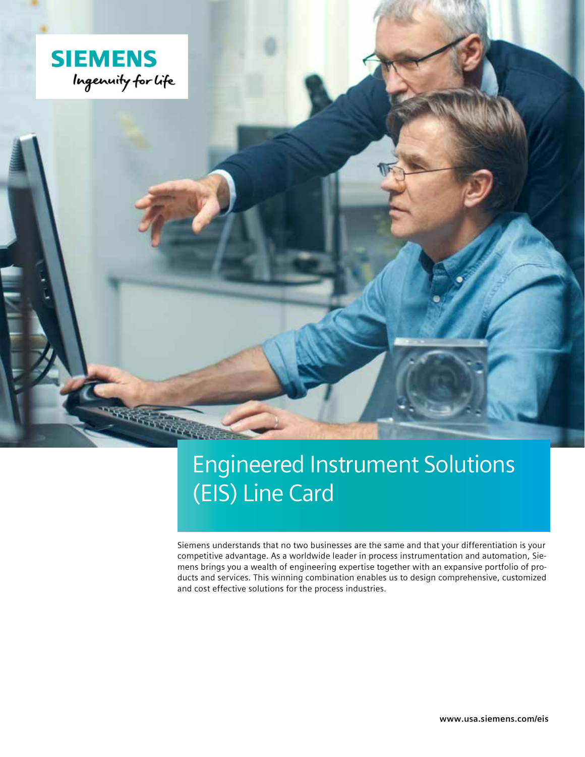SIEMENS

Ingenuity for life

# Engineered Instrument Solutions (EIS) Line Card

Siemens understands that no two businesses are the same and that your differentiation is your competitive advantage. As a worldwide leader in process instrumentation and automation, Siemens brings you a wealth of engineering expertise together with an expansive portfolio of products and services. This winning combination enables us to design comprehensive, customized and cost effective solutions for the process industries.

**www.usa.siemens.com/eis**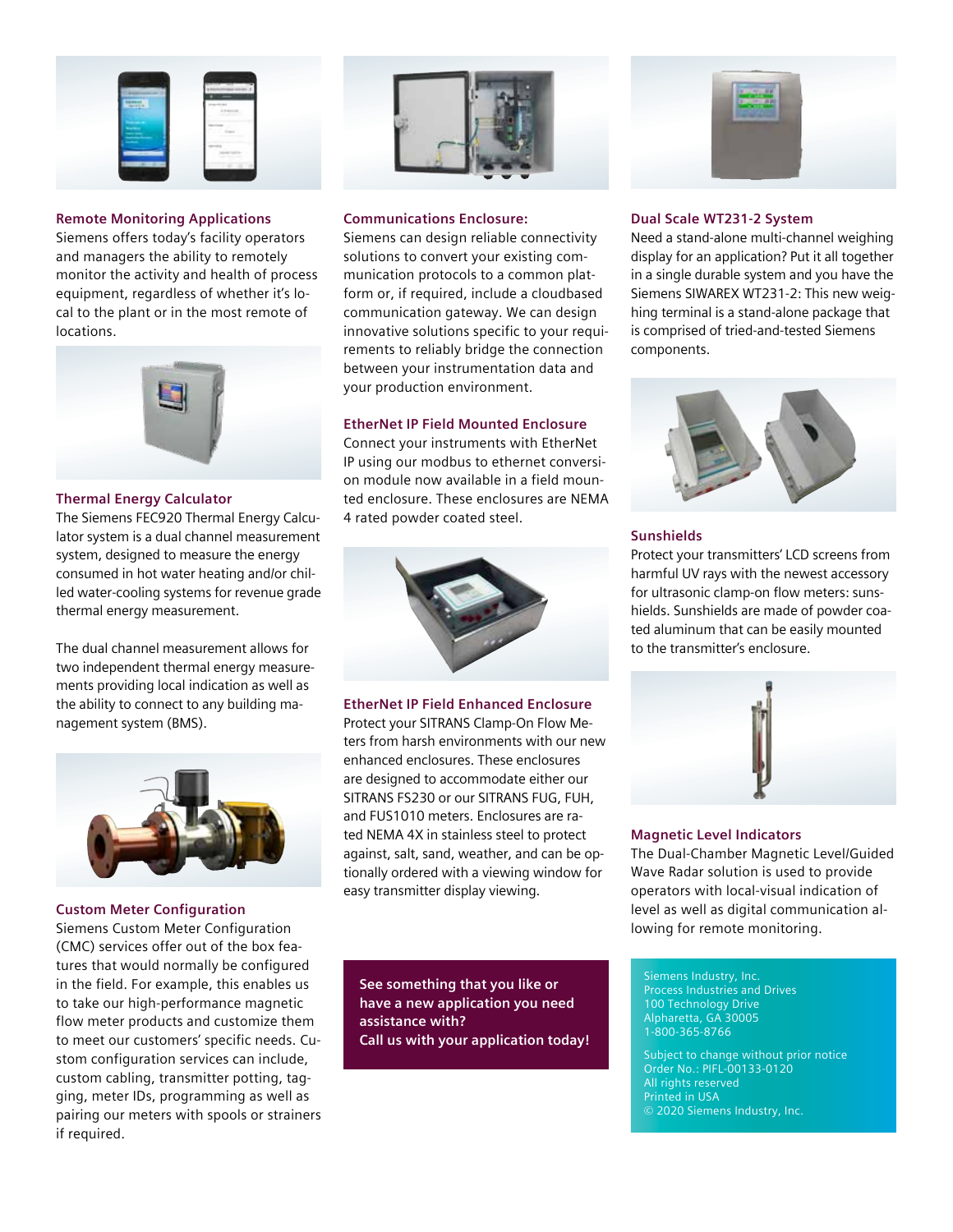### Remote Monitoring Applications

Siemens offers today's facility operators and managers the ability to remotely monitor the activity and health of process equipment, regardless of whether it's local to the plant or in the most remote of locations.

### Thermal Energy Calculator

The Siemens FEC920 Thermal Energy Calculator system is a dual channel measurement system, designed to measure the energy consumed in hot water heating and/or chilled water-cooling systems for revenue grade thermal energy measurement.

The dual channel measurement allows for two independent thermal energy measurements providing local indication as well as the ability to connect to any building management system (BMS).

### Custom Meter Configuration

Siemens Custom Meter Configuration (CMC) services offer out of the box features that would normally be configured in the field. For example, this enables us to take our high-performance magnetic flow meter products and customize them to meet our customers' specific needs. Custom configuration services can include, custom cabling, transmitter potting, tagging, meter IDs, programming as well as pairing our meters with spools or strainers if required.

### Communications Enclosure:

Siemens can design reliable connectivity solutions to convert your existing communication protocols to a common platform or, if required, include a cloudbased communication gateway. We can design innovative solutions specific to your requirements to reliably bridge the connection between your instrumentation data and your production environment.

### EtherNet IP Field Mounted Enclosure

Connect your instruments with EtherNet IP using our modbus to ethernet conversion module now available in a field mounted enclosure. These enclosures are NEMA 4 rated powder coated steel.

### EtherNet IP Field Enhanced Enclosure

Protect your SITRANS Clamp-On Flow Meters from harsh environments with our new enhanced enclosures. These enclosures are designed to accommodate either our SITRANS FS230 or our SITRANS FUG, FUH, and FUS1010 meters. Enclosures are rated NEMA 4X in stainless steel to protect against, salt, sand, weather, and can be optionally ordered with a viewing window for easy transmitter display viewing.

**See something that you like or have a new application you need assistance with?**
**Call us with your application today!**

### Dual Scale WT231-2 System

Need a stand-alone multi-channel weighing display for an application? Put it all together in a single durable system and you have the Siemens SIWAREX WT231-2: This new weighing terminal is a stand-alone package that is comprised of tried-and-tested Siemens components.

### Sunshields

Protect your transmitters' LCD screens from harmful UV rays with the newest accessory for ultrasonic clamp-on flow meters: sunshields. Sunshields are made of powder coated aluminum that can be easily mounted to the transmitter's enclosure.

### Magnetic Level Indicators

The Dual-Chamber Magnetic Level/Guided Wave Radar solution is used to provide operators with local-visual indication of level as well as digital communication allowing for remote monitoring.

Siemens Industry, Inc.
Process Industries and Drives
100 Technology Drive
Alpharetta, GA 30005
1-800-365-8766

Subject to change without prior notice
Order No.: PIFL-00133-0120
All rights reserved
Printed in USA
© 2020 Siemens Industry, Inc.